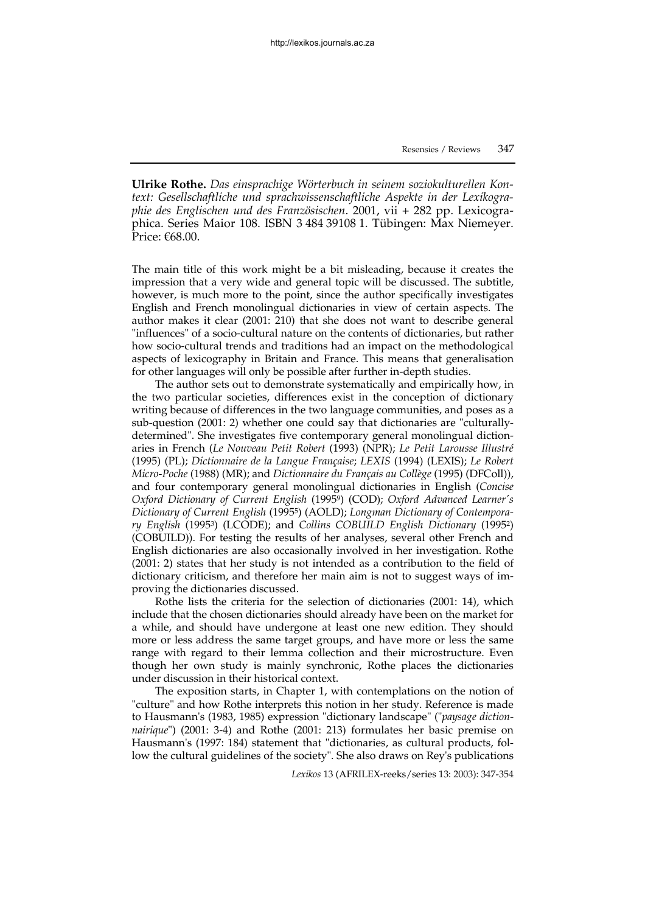**Ulrike Rothe.** *Das einsprachige Wörterbuch in seinem soziokulturellen Kontext: Gesellschaftliche und sprachwissenschaftliche Aspekte in der Lexikographie des Englischen und des Französischen*. 2001, vii + 282 pp. Lexicographica. Series Maior 108. ISBN 3 484 39108 1. Tübingen: Max Niemeyer. Price: €68.00.

The main title of this work might be a bit misleading, because it creates the impression that a very wide and general topic will be discussed. The subtitle, however, is much more to the point, since the author specifically investigates English and French monolingual dictionaries in view of certain aspects. The author makes it clear (2001: 210) that she does not want to describe general "influences" of a socio-cultural nature on the contents of dictionaries, but rather how socio-cultural trends and traditions had an impact on the methodological aspects of lexicography in Britain and France. This means that generalisation for other languages will only be possible after further in-depth studies.

The author sets out to demonstrate systematically and empirically how, in the two particular societies, differences exist in the conception of dictionary writing because of differences in the two language communities, and poses as a sub-question (2001: 2) whether one could say that dictionaries are "culturally-determined". She investigates five contemporary general monolingual dictionaries in French (*Le Nouveau Petit Robert* (1993) (NPR); *Le Petit Larousse Illustré* (1995) (PL); *Dictionnaire de la Langue Française*; *LEXIS* (1994) (LEXIS); *Le Robert Micro-Poche* (1988) (MR); and *Dictionnaire du Français au Collège* (1995) (DFColl)), and four contemporary general monolingual dictionaries in English (*Concise Oxford Dictionary of Current English* (1995[9]) (COD); *Oxford Advanced Learner's Dictionary of Current English* (1995[5]) (AOLD); *Longman Dictionary of Contemporary English* (1995[3]) (LCODE); and *Collins COBUILD English Dictionary* (1995[2]) (COBUILD)). For testing the results of her analyses, several other French and English dictionaries are also occasionally involved in her investigation. Rothe (2001: 2) states that her study is not intended as a contribution to the field of dictionary criticism, and therefore her main aim is not to suggest ways of improving the dictionaries discussed.

Rothe lists the criteria for the selection of dictionaries (2001: 14), which include that the chosen dictionaries should already have been on the market for a while, and should have undergone at least one new edition. They should more or less address the same target groups, and have more or less the same range with regard to their lemma collection and their microstructure. Even though her own study is mainly synchronic, Rothe places the dictionaries under discussion in their historical context.

The exposition starts, in Chapter 1, with contemplations on the notion of "culture" and how Rothe interprets this notion in her study. Reference is made to Hausmann's (1983, 1985) expression "dictionary landscape" ("*paysage dictionnairique*") (2001: 3-4) and Rothe (2001: 213) formulates her basic premise on Hausmann's (1997: 184) statement that "dictionaries, as cultural products, follow the cultural guidelines of the society". She also draws on Rey's publications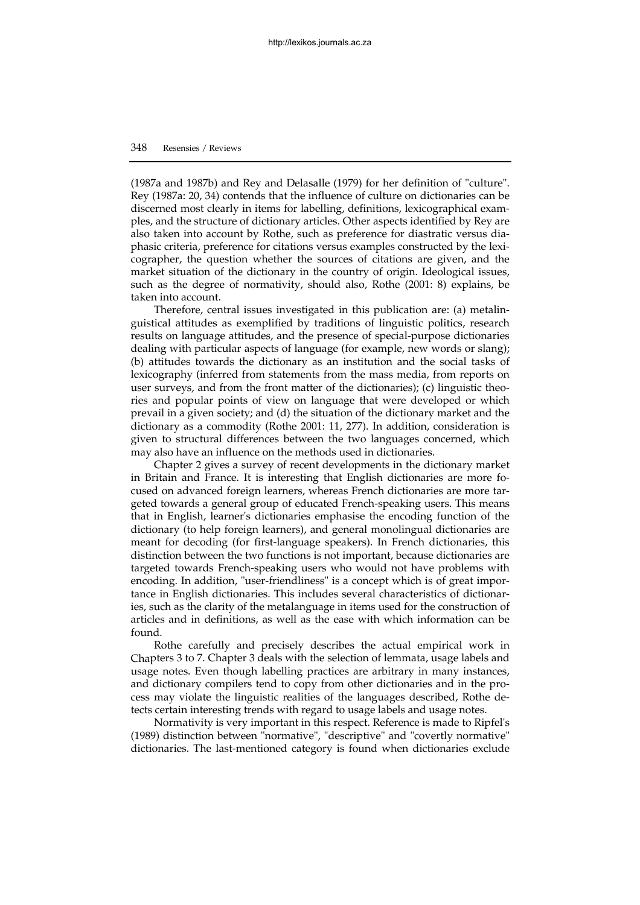(1987a and 1987b) and Rey and Delasalle (1979) for her definition of "culture". Rey (1987a: 20, 34) contends that the influence of culture on dictionaries can be discerned most clearly in items for labelling, definitions, lexicographical examples, and the structure of dictionary articles. Other aspects identified by Rey are also taken into account by Rothe, such as preference for diastratic versus diaphasic criteria, preference for citations versus examples constructed by the lexicographer, the question whether the sources of citations are given, and the market situation of the dictionary in the country of origin. Ideological issues, such as the degree of normativity, should also, Rothe (2001: 8) explains, be taken into account.

Therefore, central issues investigated in this publication are: (a) metalinguistical attitudes as exemplified by traditions of linguistic politics, research results on language attitudes, and the presence of special-purpose dictionaries dealing with particular aspects of language (for example, new words or slang); (b) attitudes towards the dictionary as an institution and the social tasks of lexicography (inferred from statements from the mass media, from reports on user surveys, and from the front matter of the dictionaries); (c) linguistic theories and popular points of view on language that were developed or which prevail in a given society; and (d) the situation of the dictionary market and the dictionary as a commodity (Rothe 2001: 11, 277). In addition, consideration is given to structural differences between the two languages concerned, which may also have an influence on the methods used in dictionaries.

Chapter 2 gives a survey of recent developments in the dictionary market in Britain and France. It is interesting that English dictionaries are more focused on advanced foreign learners, whereas French dictionaries are more targeted towards a general group of educated French-speaking users. This means that in English, learner's dictionaries emphasise the encoding function of the dictionary (to help foreign learners), and general monolingual dictionaries are meant for decoding (for first-language speakers). In French dictionaries, this distinction between the two functions is not important, because dictionaries are targeted towards French-speaking users who would not have problems with encoding. In addition, "user-friendliness" is a concept which is of great importance in English dictionaries. This includes several characteristics of dictionaries, such as the clarity of the metalanguage in items used for the construction of articles and in definitions, as well as the ease with which information can be found.

Rothe carefully and precisely describes the actual empirical work in Chapters 3 to 7. Chapter 3 deals with the selection of lemmata, usage labels and usage notes. Even though labelling practices are arbitrary in many instances, and dictionary compilers tend to copy from other dictionaries and in the process may violate the linguistic realities of the languages described, Rothe detects certain interesting trends with regard to usage labels and usage notes.

Normativity is very important in this respect. Reference is made to Ripfel's (1989) distinction between "normative", "descriptive" and "covertly normative" dictionaries. The last-mentioned category is found when dictionaries exclude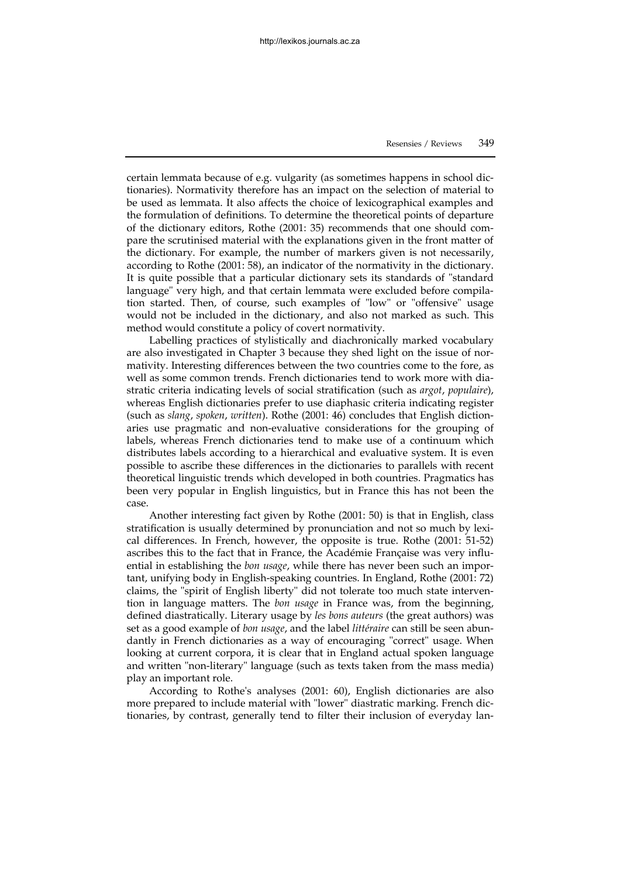certain lemmata because of e.g. vulgarity (as sometimes happens in school dictionaries). Normativity therefore has an impact on the selection of material to be used as lemmata. It also affects the choice of lexicographical examples and the formulation of definitions. To determine the theoretical points of departure of the dictionary editors, Rothe (2001: 35) recommends that one should compare the scrutinised material with the explanations given in the front matter of the dictionary. For example, the number of markers given is not necessarily, according to Rothe (2001: 58), an indicator of the normativity in the dictionary. It is quite possible that a particular dictionary sets its standards of "standard language" very high, and that certain lemmata were excluded before compilation started. Then, of course, such examples of "low" or "offensive" usage would not be included in the dictionary, and also not marked as such. This method would constitute a policy of covert normativity.

Labelling practices of stylistically and diachronically marked vocabulary are also investigated in Chapter 3 because they shed light on the issue of normativity. Interesting differences between the two countries come to the fore, as well as some common trends. French dictionaries tend to work more with diastratic criteria indicating levels of social stratification (such as *argot*, *populaire*), whereas English dictionaries prefer to use diaphasic criteria indicating register (such as *slang*, *spoken*, *written*). Rothe (2001: 46) concludes that English dictionaries use pragmatic and non-evaluative considerations for the grouping of labels, whereas French dictionaries tend to make use of a continuum which distributes labels according to a hierarchical and evaluative system. It is even possible to ascribe these differences in the dictionaries to parallels with recent theoretical linguistic trends which developed in both countries. Pragmatics has been very popular in English linguistics, but in France this has not been the case.

Another interesting fact given by Rothe (2001: 50) is that in English, class stratification is usually determined by pronunciation and not so much by lexical differences. In French, however, the opposite is true. Rothe (2001: 51-52) ascribes this to the fact that in France, the Académie Française was very influential in establishing the *bon usage*, while there has never been such an important, unifying body in English-speaking countries. In England, Rothe (2001: 72) claims, the "spirit of English liberty" did not tolerate too much state intervention in language matters. The *bon usage* in France was, from the beginning, defined diastratically. Literary usage by *les bons auteurs* (the great authors) was set as a good example of *bon usage*, and the label *littéraire* can still be seen abundantly in French dictionaries as a way of encouraging "correct" usage. When looking at current corpora, it is clear that in England actual spoken language and written "non-literary" language (such as texts taken from the mass media) play an important role.

According to Rothe's analyses (2001: 60), English dictionaries are also more prepared to include material with "lower" diastratic marking. French dictionaries, by contrast, generally tend to filter their inclusion of everyday lan-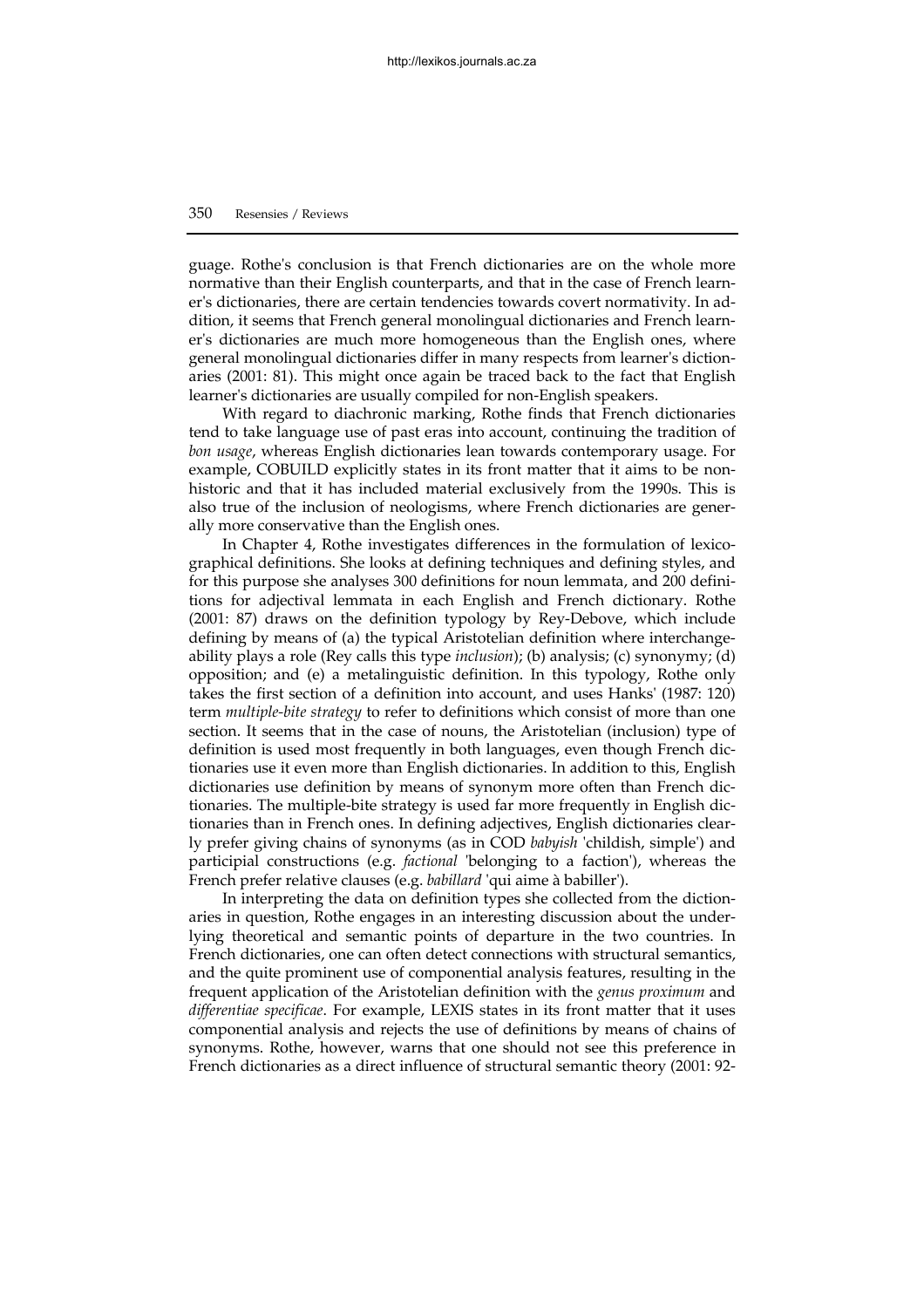guage. Rothe's conclusion is that French dictionaries are on the whole more normative than their English counterparts, and that in the case of French learner's dictionaries, there are certain tendencies towards covert normativity. In addition, it seems that French general monolingual dictionaries and French learner's dictionaries are much more homogeneous than the English ones, where general monolingual dictionaries differ in many respects from learner's dictionaries (2001: 81). This might once again be traced back to the fact that English learner's dictionaries are usually compiled for non-English speakers.

With regard to diachronic marking, Rothe finds that French dictionaries tend to take language use of past eras into account, continuing the tradition of *bon usage*, whereas English dictionaries lean towards contemporary usage. For example, COBUILD explicitly states in its front matter that it aims to be non-historic and that it has included material exclusively from the 1990s. This is also true of the inclusion of neologisms, where French dictionaries are generally more conservative than the English ones.

In Chapter 4, Rothe investigates differences in the formulation of lexicographical definitions. She looks at defining techniques and defining styles, and for this purpose she analyses 300 definitions for noun lemmata, and 200 definitions for adjectival lemmata in each English and French dictionary. Rothe (2001: 87) draws on the definition typology by Rey-Debove, which include defining by means of (a) the typical Aristotelian definition where interchangeability plays a role (Rey calls this type *inclusion*); (b) analysis; (c) synonymy; (d) opposition; and (e) a metalinguistic definition. In this typology, Rothe only takes the first section of a definition into account, and uses Hanks' (1987: 120) term *multiple-bite strategy* to refer to definitions which consist of more than one section. It seems that in the case of nouns, the Aristotelian (inclusion) type of definition is used most frequently in both languages, even though French dictionaries use it even more than English dictionaries. In addition to this, English dictionaries use definition by means of synonym more often than French dictionaries. The multiple-bite strategy is used far more frequently in English dictionaries than in French ones. In defining adjectives, English dictionaries clearly prefer giving chains of synonyms (as in COD *babyish* 'childish, simple') and participial constructions (e.g. *factional* 'belonging to a faction'), whereas the French prefer relative clauses (e.g. *babillard* 'qui aime à babiller').

In interpreting the data on definition types she collected from the dictionaries in question, Rothe engages in an interesting discussion about the underlying theoretical and semantic points of departure in the two countries. In French dictionaries, one can often detect connections with structural semantics, and the quite prominent use of componential analysis features, resulting in the frequent application of the Aristotelian definition with the *genus proximum* and *differentiae specificae*. For example, LEXIS states in its front matter that it uses componential analysis and rejects the use of definitions by means of chains of synonyms. Rothe, however, warns that one should not see this preference in French dictionaries as a direct influence of structural semantic theory (2001: 92-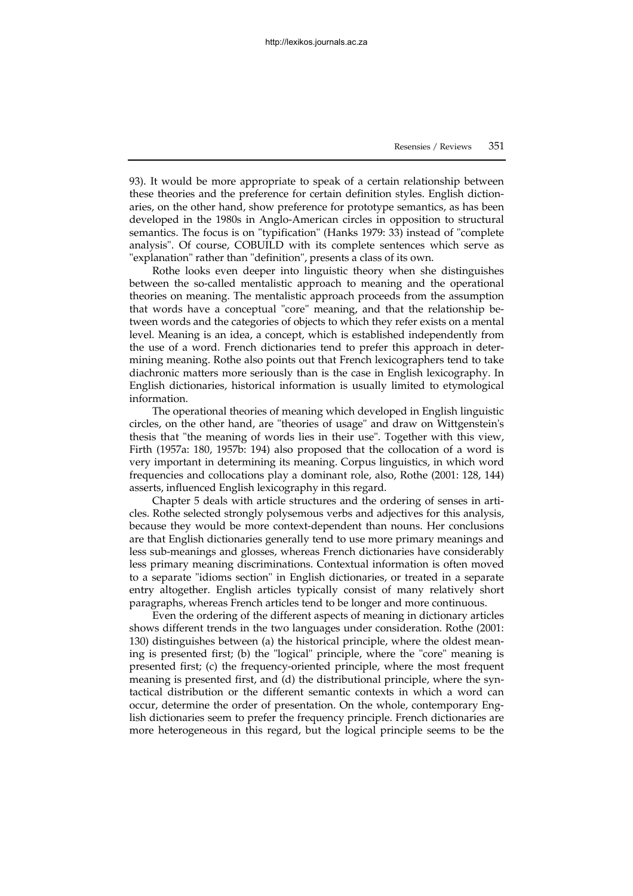93). It would be more appropriate to speak of a certain relationship between these theories and the preference for certain definition styles. English dictionaries, on the other hand, show preference for prototype semantics, as has been developed in the 1980s in Anglo-American circles in opposition to structural semantics. The focus is on "typification" (Hanks 1979: 33) instead of "complete analysis". Of course, COBUILD with its complete sentences which serve as "explanation" rather than "definition", presents a class of its own.

Rothe looks even deeper into linguistic theory when she distinguishes between the so-called mentalistic approach to meaning and the operational theories on meaning. The mentalistic approach proceeds from the assumption that words have a conceptual "core" meaning, and that the relationship between words and the categories of objects to which they refer exists on a mental level. Meaning is an idea, a concept, which is established independently from the use of a word. French dictionaries tend to prefer this approach in determining meaning. Rothe also points out that French lexicographers tend to take diachronic matters more seriously than is the case in English lexicography. In English dictionaries, historical information is usually limited to etymological information.

The operational theories of meaning which developed in English linguistic circles, on the other hand, are "theories of usage" and draw on Wittgenstein's thesis that "the meaning of words lies in their use". Together with this view, Firth (1957a: 180, 1957b: 194) also proposed that the collocation of a word is very important in determining its meaning. Corpus linguistics, in which word frequencies and collocations play a dominant role, also, Rothe (2001: 128, 144) asserts, influenced English lexicography in this regard.

Chapter 5 deals with article structures and the ordering of senses in articles. Rothe selected strongly polysemous verbs and adjectives for this analysis, because they would be more context-dependent than nouns. Her conclusions are that English dictionaries generally tend to use more primary meanings and less sub-meanings and glosses, whereas French dictionaries have considerably less primary meaning discriminations. Contextual information is often moved to a separate "idioms section" in English dictionaries, or treated in a separate entry altogether. English articles typically consist of many relatively short paragraphs, whereas French articles tend to be longer and more continuous.

Even the ordering of the different aspects of meaning in dictionary articles shows different trends in the two languages under consideration. Rothe (2001: 130) distinguishes between (a) the historical principle, where the oldest meaning is presented first; (b) the "logical" principle, where the "core" meaning is presented first; (c) the frequency-oriented principle, where the most frequent meaning is presented first, and (d) the distributional principle, where the syntactical distribution or the different semantic contexts in which a word can occur, determine the order of presentation. On the whole, contemporary English dictionaries seem to prefer the frequency principle. French dictionaries are more heterogeneous in this regard, but the logical principle seems to be the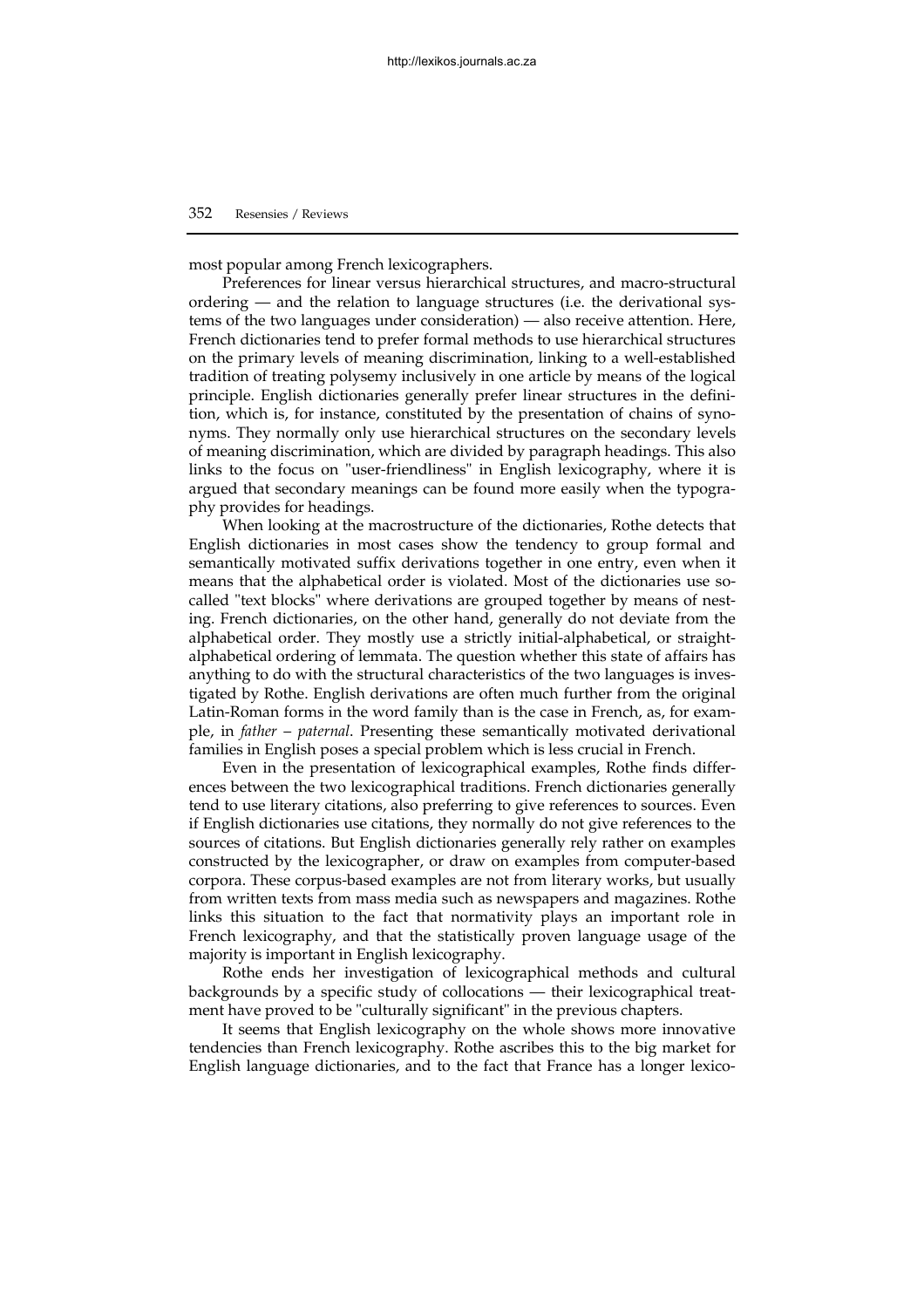most popular among French lexicographers.

Preferences for linear versus hierarchical structures, and macro-structural ordering — and the relation to language structures (i.e. the derivational systems of the two languages under consideration) — also receive attention. Here, French dictionaries tend to prefer formal methods to use hierarchical structures on the primary levels of meaning discrimination, linking to a well-established tradition of treating polysemy inclusively in one article by means of the logical principle. English dictionaries generally prefer linear structures in the definition, which is, for instance, constituted by the presentation of chains of synonyms. They normally only use hierarchical structures on the secondary levels of meaning discrimination, which are divided by paragraph headings. This also links to the focus on "user-friendliness" in English lexicography, where it is argued that secondary meanings can be found more easily when the typography provides for headings.

When looking at the macrostructure of the dictionaries, Rothe detects that English dictionaries in most cases show the tendency to group formal and semantically motivated suffix derivations together in one entry, even when it means that the alphabetical order is violated. Most of the dictionaries use so-called "text blocks" where derivations are grouped together by means of nesting. French dictionaries, on the other hand, generally do not deviate from the alphabetical order. They mostly use a strictly initial-alphabetical, or straight-alphabetical ordering of lemmata. The question whether this state of affairs has anything to do with the structural characteristics of the two languages is investigated by Rothe. English derivations are often much further from the original Latin-Roman forms in the word family than is the case in French, as, for example, in *father – paternal*. Presenting these semantically motivated derivational families in English poses a special problem which is less crucial in French.

Even in the presentation of lexicographical examples, Rothe finds differences between the two lexicographical traditions. French dictionaries generally tend to use literary citations, also preferring to give references to sources. Even if English dictionaries use citations, they normally do not give references to the sources of citations. But English dictionaries generally rely rather on examples constructed by the lexicographer, or draw on examples from computer-based corpora. These corpus-based examples are not from literary works, but usually from written texts from mass media such as newspapers and magazines. Rothe links this situation to the fact that normativity plays an important role in French lexicography, and that the statistically proven language usage of the majority is important in English lexicography.

Rothe ends her investigation of lexicographical methods and cultural backgrounds by a specific study of collocations — their lexicographical treatment have proved to be "culturally significant" in the previous chapters.

It seems that English lexicography on the whole shows more innovative tendencies than French lexicography. Rothe ascribes this to the big market for English language dictionaries, and to the fact that France has a longer lexico-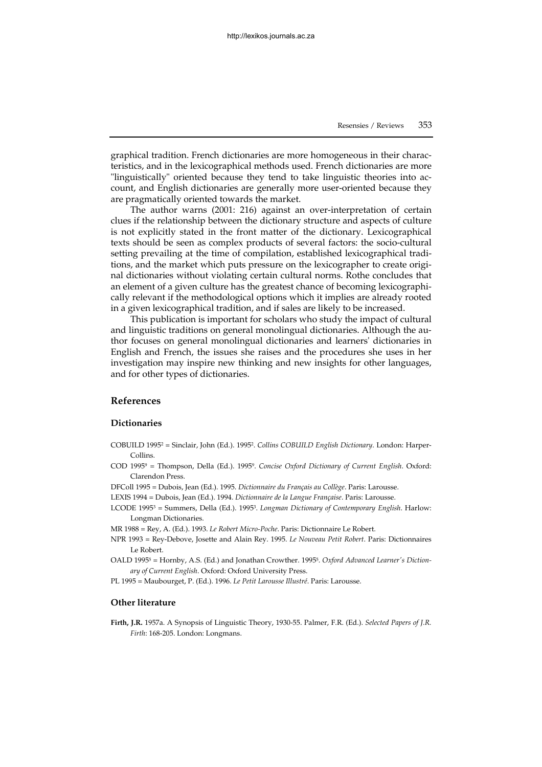graphical tradition. French dictionaries are more homogeneous in their characteristics, and in the lexicographical methods used. French dictionaries are more "linguistically" oriented because they tend to take linguistic theories into account, and English dictionaries are generally more user-oriented because they are pragmatically oriented towards the market.

The author warns (2001: 216) against an over-interpretation of certain clues if the relationship between the dictionary structure and aspects of culture is not explicitly stated in the front matter of the dictionary. Lexicographical texts should be seen as complex products of several factors: the socio-cultural setting prevailing at the time of compilation, established lexicographical traditions, and the market which puts pressure on the lexicographer to create original dictionaries without violating certain cultural norms. Rothe concludes that an element of a given culture has the greatest chance of becoming lexicographically relevant if the methodological options which it implies are already rooted in a given lexicographical tradition, and if sales are likely to be increased.

This publication is important for scholars who study the impact of cultural and linguistic traditions on general monolingual dictionaries. Although the author focuses on general monolingual dictionaries and learners' dictionaries in English and French, the issues she raises and the procedures she uses in her investigation may inspire new thinking and new insights for other languages, and for other types of dictionaries.

## References

### Dictionaries

COBUILD 1995[2] = Sinclair, John (Ed.). 1995[2]. *Collins COBUILD English Dictionary*. London: HarperCollins.

COD 1995[9] = Thompson, Della (Ed.). 1995[9]. *Concise Oxford Dictionary of Current English*. Oxford: Clarendon Press.

DFColl 1995 = Dubois, Jean (Ed.). 1995. *Dictionnaire du Français au Collège*. Paris: Larousse.

LEXIS 1994 = Dubois, Jean (Ed.). 1994. *Dictionnaire de la Langue Française*. Paris: Larousse.

LCODE 1995[3] = Summers, Della (Ed.). 1995[3]. *Longman Dictionary of Contemporary English*. Harlow: Longman Dictionaries.

MR 1988 = Rey, A. (Ed.). 1993. *Le Robert Micro-Poche*. Paris: Dictionnaire Le Robert.

NPR 1993 = Rey-Debove, Josette and Alain Rey. 1995. *Le Nouveau Petit Robert*. Paris: Dictionnaires Le Robert.

OALD 1995[5] = Hornby, A.S. (Ed.) and Jonathan Crowther. 1995[5]. *Oxford Advanced Learner's Dictionary of Current English*. Oxford: Oxford University Press.

PL 1995 = Maubourget, P. (Ed.). 1996. *Le Petit Larousse Illustré*. Paris: Larousse.

### Other literature

**Firth, J.R.** 1957a. A Synopsis of Linguistic Theory, 1930-55. Palmer, F.R. (Ed.). *Selected Papers of J.R. Firth*: 168-205. London: Longmans.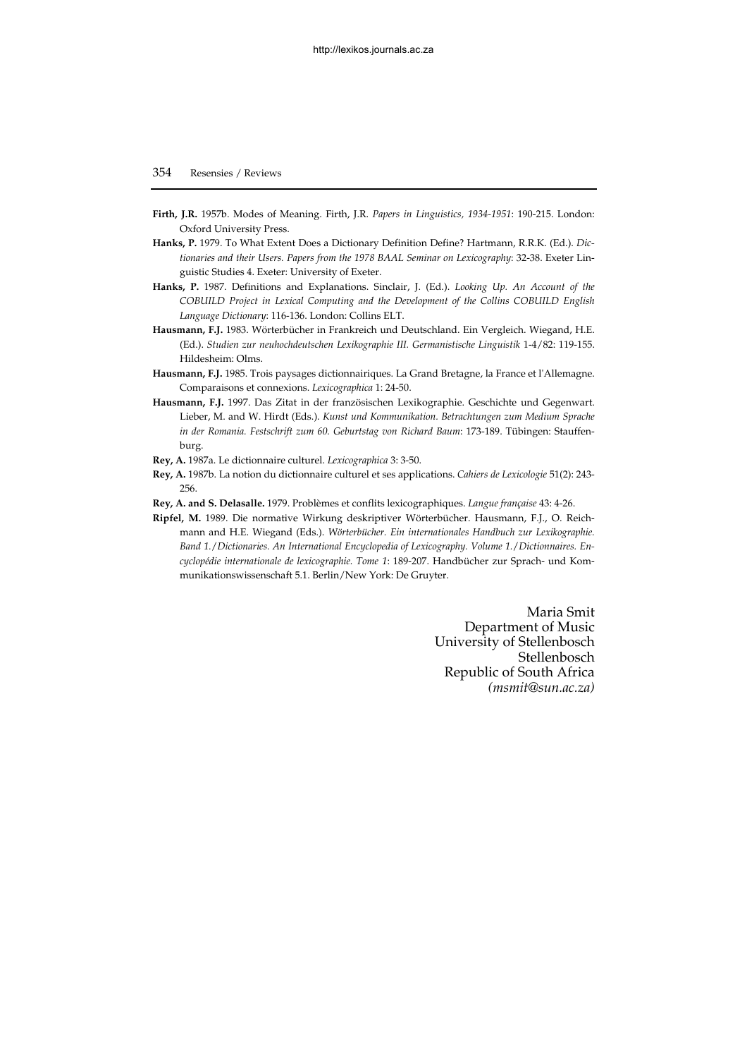**Firth, J.R.** 1957b. Modes of Meaning. Firth, J.R. *Papers in Linguistics, 1934-1951*: 190-215. London: Oxford University Press.

**Hanks, P.** 1979. To What Extent Does a Dictionary Definition Define? Hartmann, R.R.K. (Ed.). *Dictionaries and their Users. Papers from the 1978 BAAL Seminar on Lexicography*: 32-38. Exeter Linguistic Studies 4. Exeter: University of Exeter.

**Hanks, P.** 1987. Definitions and Explanations. Sinclair, J. (Ed.). *Looking Up. An Account of the COBUILD Project in Lexical Computing and the Development of the Collins COBUILD English Language Dictionary*: 116-136. London: Collins ELT.

**Hausmann, F.J.** 1983. Wörterbücher in Frankreich und Deutschland. Ein Vergleich. Wiegand, H.E. (Ed.). *Studien zur neuhochdeutschen Lexikographie III. Germanistische Linguistik* 1-4/82: 119-155. Hildesheim: Olms.

**Hausmann, F.J.** 1985. Trois paysages dictionnairiques. La Grand Bretagne, la France et l'Allemagne. Comparaisons et connexions. *Lexicographica* 1: 24-50.

**Hausmann, F.J.** 1997. Das Zitat in der französischen Lexikographie. Geschichte und Gegenwart. Lieber, M. and W. Hirdt (Eds.). *Kunst und Kommunikation. Betrachtungen zum Medium Sprache in der Romania. Festschrift zum 60. Geburtstag von Richard Baum*: 173-189. Tübingen: Stauffenburg.

**Rey, A.** 1987a. Le dictionnaire culturel. *Lexicographica* 3: 3-50.

**Rey, A.** 1987b. La notion du dictionnaire culturel et ses applications. *Cahiers de Lexicologie* 51(2): 243-256.

**Rey, A. and S. Delasalle.** 1979. Problèmes et conflits lexicographiques. *Langue française* 43: 4-26.

**Ripfel, M.** 1989. Die normative Wirkung deskriptiver Wörterbücher. Hausmann, F.J., O. Reichmann and H.E. Wiegand (Eds.). *Wörterbücher. Ein internationales Handbuch zur Lexikographie. Band 1./Dictionaries. An International Encyclopedia of Lexicography. Volume 1./Dictionnaires. Encyclopédie internationale de lexicographie. Tome 1*: 189-207. Handbücher zur Sprach- und Kommunikationswissenschaft 5.1. Berlin/New York: De Gruyter.

Maria Smit
Department of Music
University of Stellenbosch
Stellenbosch
Republic of South Africa
*(msmit@sun.ac.za)*